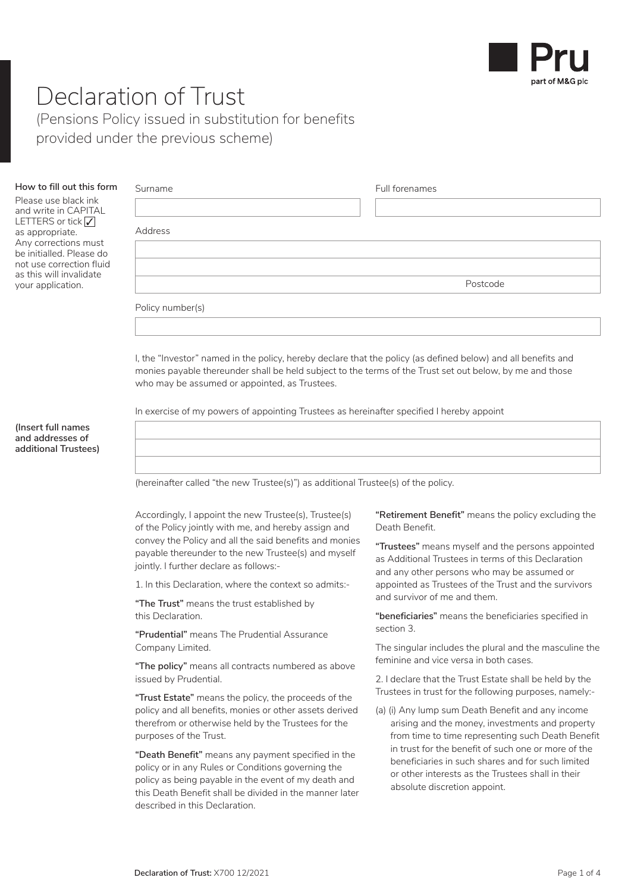# Declaration of Trust

(Pensions Policy issued in substitution for benefits provided under the previous scheme)

**How to fill out this form**

Please use black ink and write in CAPITAL LETTERS or tick ✓ as appropriate. Any corrections must be initialled. Please do not use correction fluid as this will invalidate your application.

Surname

Full forenames

Address

Postcode

Policy number(s)

I, the "Investor" named in the policy, hereby declare that the policy (as defined below) and all benefits and monies payable thereunder shall be held subject to the terms of the Trust set out below, by me and those who may be assumed or appointed, as Trustees.

In exercise of my powers of appointing Trustees as hereinafter specified I hereby appoint

**(Insert full names and addresses of additional Trustees)**

(hereinafter called "the new Trustee(s)") as additional Trustee(s) of the policy.

Accordingly, I appoint the new Trustee(s), Trustee(s) of the Policy jointly with me, and hereby assign and convey the Policy and all the said benefits and monies payable thereunder to the new Trustee(s) and myself jointly. I further declare as follows:-

1. In this Declaration, where the context so admits:-

**"The Trust"** means the trust established by this Declaration.

**"Prudential"** means The Prudential Assurance Company Limited.

**"The policy"** means all contracts numbered as above issued by Prudential.

**"Trust Estate"** means the policy, the proceeds of the policy and all benefits, monies or other assets derived therefrom or otherwise held by the Trustees for the purposes of the Trust.

**"Death Benefit"** means any payment specified in the policy or in any Rules or Conditions governing the policy as being payable in the event of my death and this Death Benefit shall be divided in the manner later described in this Declaration.

**"Retirement Benefit"** means the policy excluding the Death Benefit.

**"Trustees"** means myself and the persons appointed as Additional Trustees in terms of this Declaration and any other persons who may be assumed or appointed as Trustees of the Trust and the survivors and survivor of me and them.

**"beneficiaries"** means the beneficiaries specified in section 3.

The singular includes the plural and the masculine the feminine and vice versa in both cases.

2. I declare that the Trust Estate shall be held by the Trustees in trust for the following purposes, namely:-

(a) (i) Any lump sum Death Benefit and any income arising and the money, investments and property from time to time representing such Death Benefit in trust for the benefit of such one or more of the beneficiaries in such shares and for such limited or other interests as the Trustees shall in their absolute discretion appoint.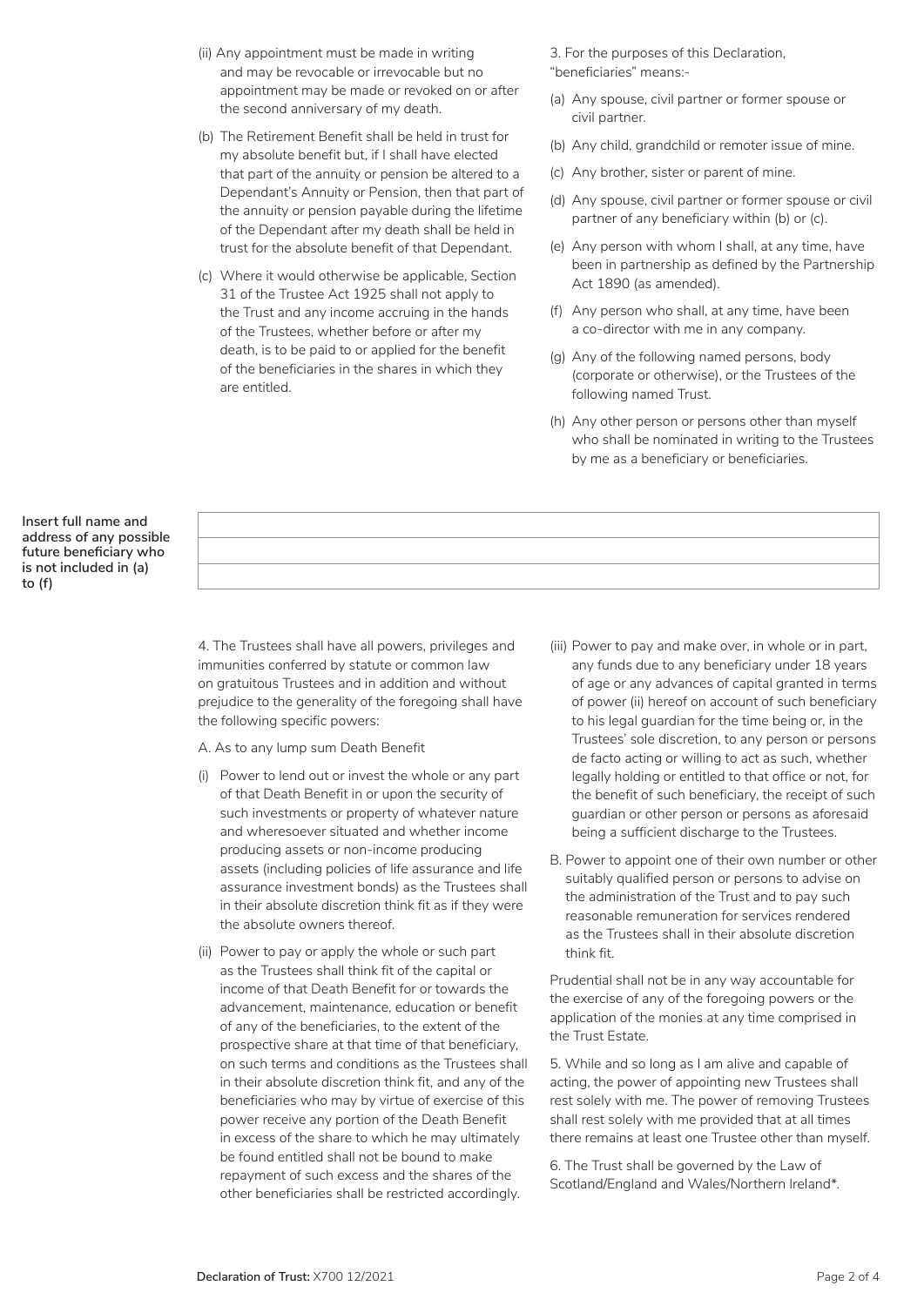(ii) Any appointment must be made in writing and may be revocable or irrevocable but no appointment may be made or revoked on or after the second anniversary of my death.

(b) The Retirement Benefit shall be held in trust for my absolute benefit but, if I shall have elected that part of the annuity or pension be altered to a Dependant's Annuity or Pension, then that part of the annuity or pension payable during the lifetime of the Dependant after my death shall be held in trust for the absolute benefit of that Dependant.

(c) Where it would otherwise be applicable, Section 31 of the Trustee Act 1925 shall not apply to the Trust and any income accruing in the hands of the Trustees, whether before or after my death, is to be paid to or applied for the benefit of the beneficiaries in the shares in which they are entitled.

3. For the purposes of this Declaration, "beneficiaries" means:-

(a) Any spouse, civil partner or former spouse or civil partner.

(b) Any child, grandchild or remoter issue of mine.

(c) Any brother, sister or parent of mine.

(d) Any spouse, civil partner or former spouse or civil partner of any beneficiary within (b) or (c).

(e) Any person with whom I shall, at any time, have been in partnership as defined by the Partnership Act 1890 (as amended).

(f) Any person who shall, at any time, have been a co-director with me in any company.

(g) Any of the following named persons, body (corporate or otherwise), or the Trustees of the following named Trust.

(h) Any other person or persons other than myself who shall be nominated in writing to the Trustees by me as a beneficiary or beneficiaries.

**Insert full name and address of any possible future beneficiary who is not included in (a) to (f)**

| |
|---|
| |
| |
| |

4. The Trustees shall have all powers, privileges and immunities conferred by statute or common law on gratuitous Trustees and in addition and without prejudice to the generality of the foregoing shall have the following specific powers:

A. As to any lump sum Death Benefit

(i) Power to lend out or invest the whole or any part of that Death Benefit in or upon the security of such investments or property of whatever nature and wheresoever situated and whether income producing assets or non-income producing assets (including policies of life assurance and life assurance investment bonds) as the Trustees shall in their absolute discretion think fit as if they were the absolute owners thereof.

(ii) Power to pay or apply the whole or such part as the Trustees shall think fit of the capital or income of that Death Benefit for or towards the advancement, maintenance, education or benefit of any of the beneficiaries, to the extent of the prospective share at that time of that beneficiary, on such terms and conditions as the Trustees shall in their absolute discretion think fit, and any of the beneficiaries who may by virtue of exercise of this power receive any portion of the Death Benefit in excess of the share to which he may ultimately be found entitled shall not be bound to make repayment of such excess and the shares of the other beneficiaries shall be restricted accordingly.

(iii) Power to pay and make over, in whole or in part, any funds due to any beneficiary under 18 years of age or any advances of capital granted in terms of power (ii) hereof on account of such beneficiary to his legal guardian for the time being or, in the Trustees' sole discretion, to any person or persons de facto acting or willing to act as such, whether legally holding or entitled to that office or not, for the benefit of such beneficiary, the receipt of such guardian or other person or persons as aforesaid being a sufficient discharge to the Trustees.

B. Power to appoint one of their own number or other suitably qualified person or persons to advise on the administration of the Trust and to pay such reasonable remuneration for services rendered as the Trustees shall in their absolute discretion think fit.

Prudential shall not be in any way accountable for the exercise of any of the foregoing powers or the application of the monies at any time comprised in the Trust Estate.

5. While and so long as I am alive and capable of acting, the power of appointing new Trustees shall rest solely with me. The power of removing Trustees shall rest solely with me provided that at all times there remains at least one Trustee other than myself.

6. The Trust shall be governed by the Law of Scotland/England and Wales/Northern Ireland*.

**Declaration of Trust:** X700 12/2021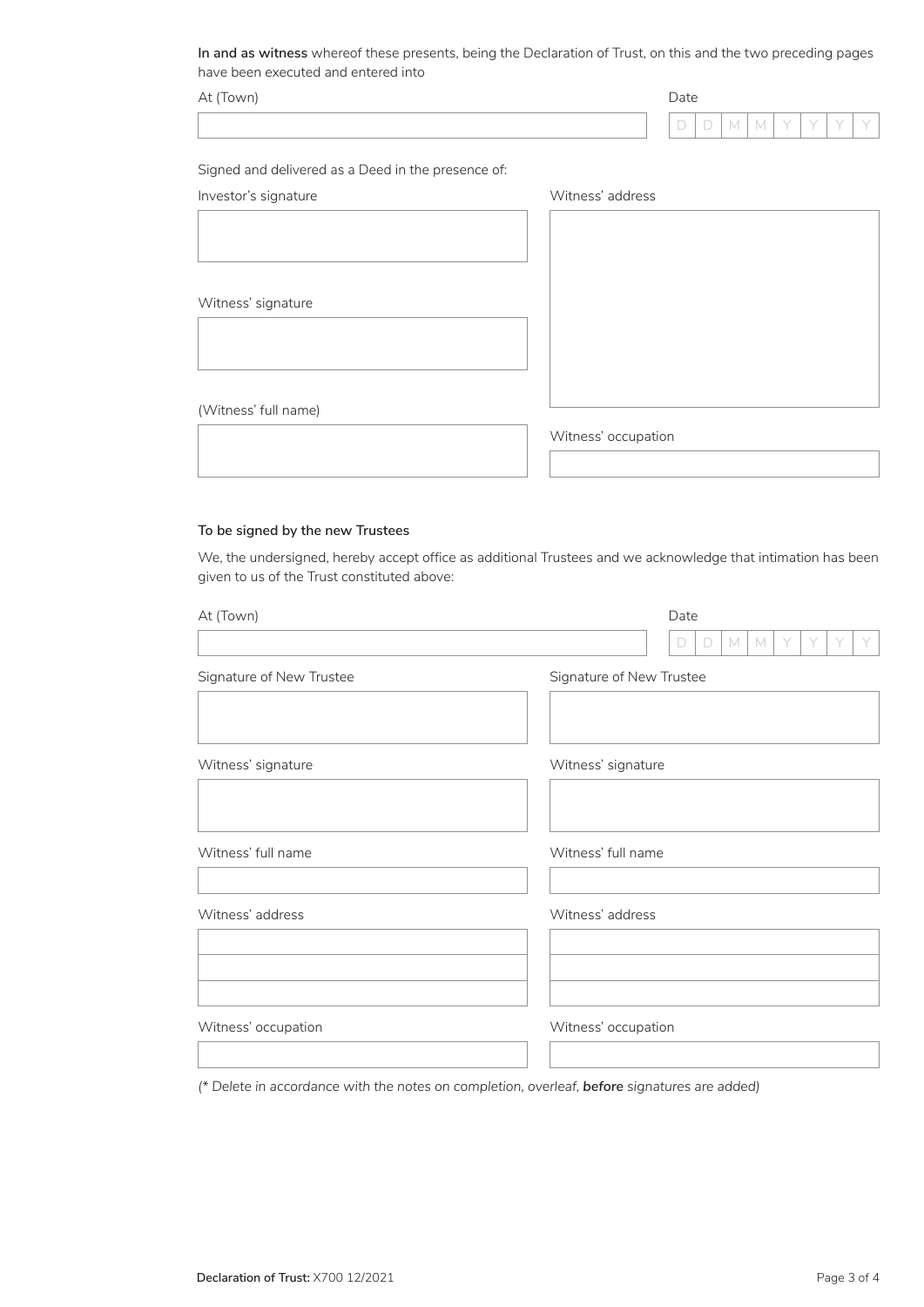**In and as witness** whereof these presents, being the Declaration of Trust, on this and the two preceding pages have been executed and entered into

At (Town)

Date

D D M M Y Y Y Y

Signed and delivered as a Deed in the presence of:

Investor's signature

Witness' signature

(Witness' full name)

Witness' address

Witness' occupation

**To be signed by the new Trustees**

We, the undersigned, hereby accept office as additional Trustees and we acknowledge that intimation has been given to us of the Trust constituted above:

At (Town)

Date

D D M M Y Y Y Y

| Signature of New Trustee | Signature of New Trustee |
| --- | --- |
| | |
| Witness' signature | Witness' signature |
| | |
| Witness' full name | Witness' full name |
| | |
| Witness' address | Witness' address |
| | |
| Witness' occupation | Witness' occupation |
| | |

*(\* Delete in accordance with the notes on completion, overleaf,* ***before*** *signatures are added)*

**Declaration of Trust:** X700 12/2021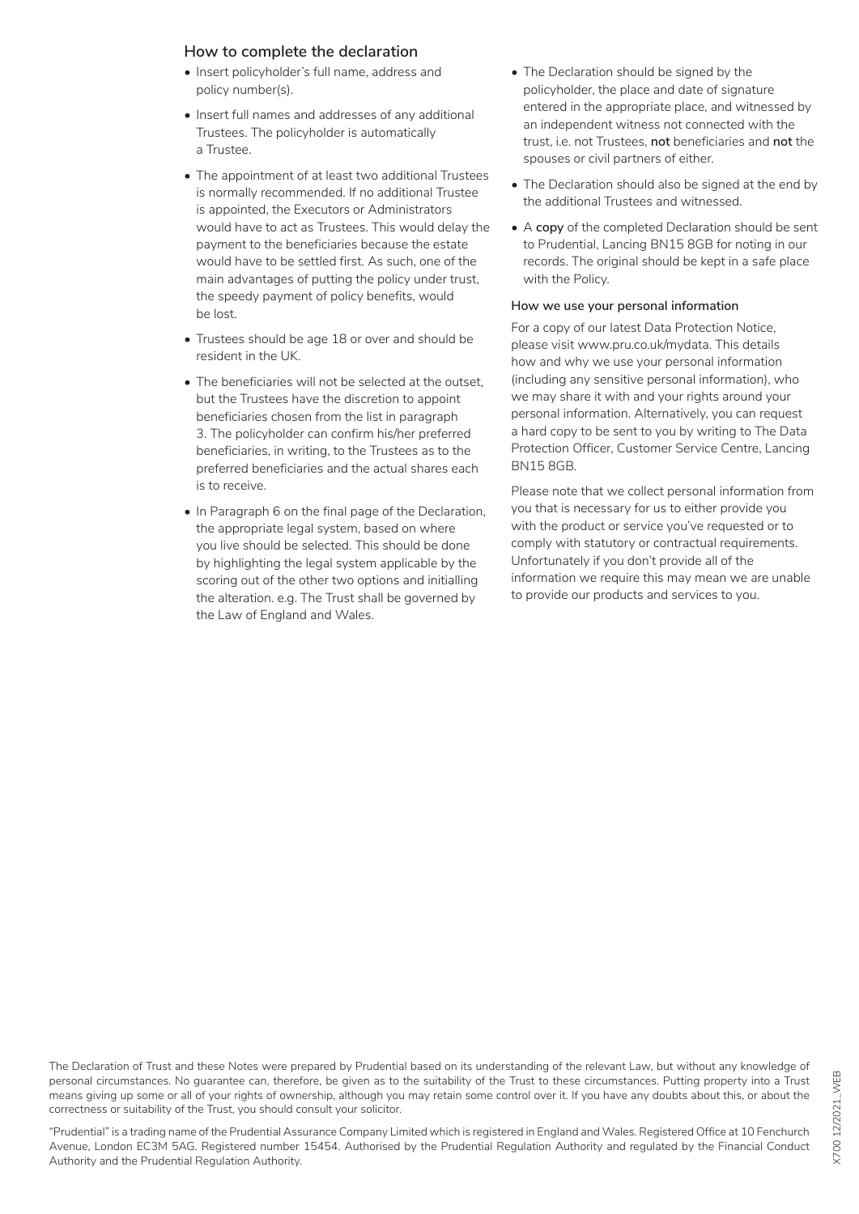## How to complete the declaration

- Insert policyholder's full name, address and policy number(s).
- Insert full names and addresses of any additional Trustees. The policyholder is automatically a Trustee.
- The appointment of at least two additional Trustees is normally recommended. If no additional Trustee is appointed, the Executors or Administrators would have to act as Trustees. This would delay the payment to the beneficiaries because the estate would have to be settled first. As such, one of the main advantages of putting the policy under trust, the speedy payment of policy benefits, would be lost.
- Trustees should be age 18 or over and should be resident in the UK.
- The beneficiaries will not be selected at the outset, but the Trustees have the discretion to appoint beneficiaries chosen from the list in paragraph 3. The policyholder can confirm his/her preferred beneficiaries, in writing, to the Trustees as to the preferred beneficiaries and the actual shares each is to receive.
- In Paragraph 6 on the final page of the Declaration, the appropriate legal system, based on where you live should be selected. This should be done by highlighting the legal system applicable by the scoring out of the other two options and initialling the alteration. e.g. The Trust shall be governed by the Law of England and Wales.
- The Declaration should be signed by the policyholder, the place and date of signature entered in the appropriate place, and witnessed by an independent witness not connected with the trust, i.e. not Trustees, **not** beneficiaries and **not** the spouses or civil partners of either.
- The Declaration should also be signed at the end by the additional Trustees and witnessed.
- A **copy** of the completed Declaration should be sent to Prudential, Lancing BN15 8GB for noting in our records. The original should be kept in a safe place with the Policy.

#### How we use your personal information

For a copy of our latest Data Protection Notice, please visit www.pru.co.uk/mydata. This details how and why we use your personal information (including any sensitive personal information), who we may share it with and your rights around your personal information. Alternatively, you can request a hard copy to be sent to you by writing to The Data Protection Officer, Customer Service Centre, Lancing BN15 8GB.

Please note that we collect personal information from you that is necessary for us to either provide you with the product or service you've requested or to comply with statutory or contractual requirements. Unfortunately if you don't provide all of the information we require this may mean we are unable to provide our products and services to you.

The Declaration of Trust and these Notes were prepared by Prudential based on its understanding of the relevant Law, but without any knowledge of personal circumstances. No guarantee can, therefore, be given as to the suitability of the Trust to these circumstances. Putting property into a Trust means giving up some or all of your rights of ownership, although you may retain some control over it. If you have any doubts about this, or about the correctness or suitability of the Trust, you should consult your solicitor.

"Prudential" is a trading name of the Prudential Assurance Company Limited which is registered in England and Wales. Registered Office at 10 Fenchurch Avenue, London EC3M 5AG. Registered number 15454. Authorised by the Prudential Regulation Authority and regulated by the Financial Conduct Authority and the Prudential Regulation Authority.

X700 12/2021_WEB